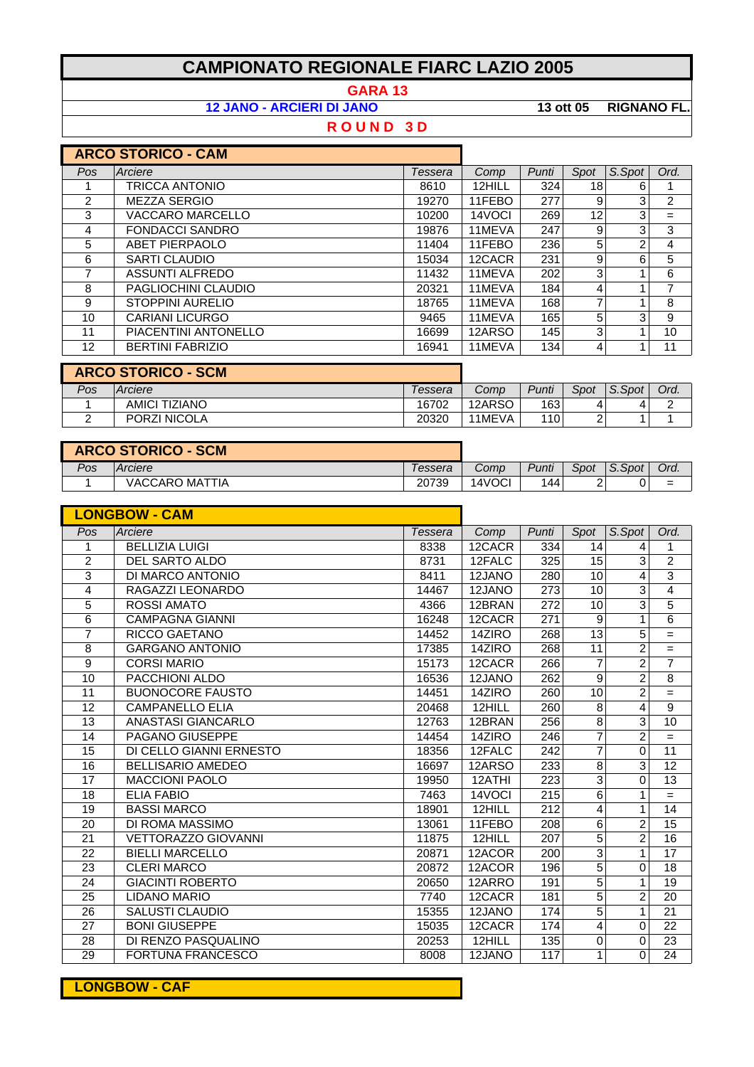# CAMPIONATO REGIONALE FIARC LAZIO 2005

## GARA 13

**12 JANO - ARCIERI DI JANO** — **13 ott 05** — **RIGNANO FL.**

**R O U N D 3 D**

### ARCO STORICO - CAM

| Pos | Arciere | Tessera | Comp | Punti | Spot | S.Spot | Ord. |
|---|---|---|---|---|---|---|---|
| 1 | TRICCA ANTONIO | 8610 | 12HILL | 324 | 18 | 6 | 1 |
| 2 | MEZZA SERGIO | 19270 | 11FEBO | 277 | 9 | 3 | 2 |
| 3 | VACCARO MARCELLO | 10200 | 14VOCI | 269 | 12 | 3 | = |
| 4 | FONDACCI SANDRO | 19876 | 11MEVA | 247 | 9 | 3 | 3 |
| 5 | ABET PIERPAOLO | 11404 | 11FEBO | 236 | 5 | 2 | 4 |
| 6 | SARTI CLAUDIO | 15034 | 12CACR | 231 | 9 | 6 | 5 |
| 7 | ASSUNTI ALFREDO | 11432 | 11MEVA | 202 | 3 | 1 | 6 |
| 8 | PAGLIOCHINI CLAUDIO | 20321 | 11MEVA | 184 | 4 | 1 | 7 |
| 9 | STOPPINI AURELIO | 18765 | 11MEVA | 168 | 7 | 1 | 8 |
| 10 | CARIANI LICURGO | 9465 | 11MEVA | 165 | 5 | 3 | 9 |
| 11 | PIACENTINI ANTONELLO | 16699 | 12ARSO | 145 | 3 | 1 | 10 |
| 12 | BERTINI FABRIZIO | 16941 | 11MEVA | 134 | 4 | 1 | 11 |

### ARCO STORICO - SCM

| Pos | Arciere | Tessera | Comp | Punti | Spot | S.Spot | Ord. |
|---|---|---|---|---|---|---|---|
| 1 | AMICI TIZIANO | 16702 | 12ARSO | 163 | 4 | 4 | 2 |
| 2 | PORZI NICOLA | 20320 | 11MEVA | 110 | 2 | 1 | 1 |

### ARCO STORICO - SCM

| Pos | Arciere | Tessera | Comp | Punti | Spot | S.Spot | Ord. |
|---|---|---|---|---|---|---|---|
| 1 | VACCARO MATTIA | 20739 | 14VOCI | 144 | 2 | 0 | = |

### LONGBOW - CAM

| Pos | Arciere | Tessera | Comp | Punti | Spot | S.Spot | Ord. |
|---|---|---|---|---|---|---|---|
| 1 | BELLIZIA LUIGI | 8338 | 12CACR | 334 | 14 | 4 | 1 |
| 2 | DEL SARTO ALDO | 8731 | 12FALC | 325 | 15 | 3 | 2 |
| 3 | DI MARCO ANTONIO | 8411 | 12JANO | 280 | 10 | 4 | 3 |
| 4 | RAGAZZI LEONARDO | 14467 | 12JANO | 273 | 10 | 3 | 4 |
| 5 | ROSSI AMATO | 4366 | 12BRAN | 272 | 10 | 3 | 5 |
| 6 | CAMPAGNA GIANNI | 16248 | 12CACR | 271 | 9 | 1 | 6 |
| 7 | RICCO GAETANO | 14452 | 14ZIRO | 268 | 13 | 5 | = |
| 8 | GARGANO ANTONIO | 17385 | 14ZIRO | 268 | 11 | 2 | = |
| 9 | CORSI MARIO | 15173 | 12CACR | 266 | 7 | 2 | 7 |
| 10 | PACCHIONI ALDO | 16536 | 12JANO | 262 | 9 | 2 | 8 |
| 11 | BUONOCORE FAUSTO | 14451 | 14ZIRO | 260 | 10 | 2 | = |
| 12 | CAMPANELLO ELIA | 20468 | 12HILL | 260 | 8 | 4 | 9 |
| 13 | ANASTASI GIANCARLO | 12763 | 12BRAN | 256 | 8 | 3 | 10 |
| 14 | PAGANO GIUSEPPE | 14454 | 14ZIRO | 246 | 7 | 2 | = |
| 15 | DI CELLO GIANNI ERNESTO | 18356 | 12FALC | 242 | 7 | 0 | 11 |
| 16 | BELLISARIO AMEDEO | 16697 | 12ARSO | 233 | 8 | 3 | 12 |
| 17 | MACCIONI PAOLO | 19950 | 12ATHI | 223 | 3 | 0 | 13 |
| 18 | ELIA FABIO | 7463 | 14VOCI | 215 | 6 | 1 | = |
| 19 | BASSI MARCO | 18901 | 12HILL | 212 | 4 | 1 | 14 |
| 20 | DI ROMA MASSIMO | 13061 | 11FEBO | 208 | 6 | 2 | 15 |
| 21 | VETTORAZZO GIOVANNI | 11875 | 12HILL | 207 | 5 | 2 | 16 |
| 22 | BIELLI MARCELLO | 20871 | 12ACOR | 200 | 3 | 1 | 17 |
| 23 | CLERI MARCO | 20872 | 12ACOR | 196 | 5 | 0 | 18 |
| 24 | GIACINTI ROBERTO | 20650 | 12ARRO | 191 | 5 | 1 | 19 |
| 25 | LIDANO MARIO | 7740 | 12CACR | 181 | 5 | 2 | 20 |
| 26 | SALUSTI CLAUDIO | 15355 | 12JANO | 174 | 5 | 1 | 21 |
| 27 | BONI GIUSEPPE | 15035 | 12CACR | 174 | 4 | 0 | 22 |
| 28 | DI RENZO PASQUALINO | 20253 | 12HILL | 135 | 0 | 0 | 23 |
| 29 | FORTUNA FRANCESCO | 8008 | 12JANO | 117 | 1 | 0 | 24 |

### LONGBOW - CAF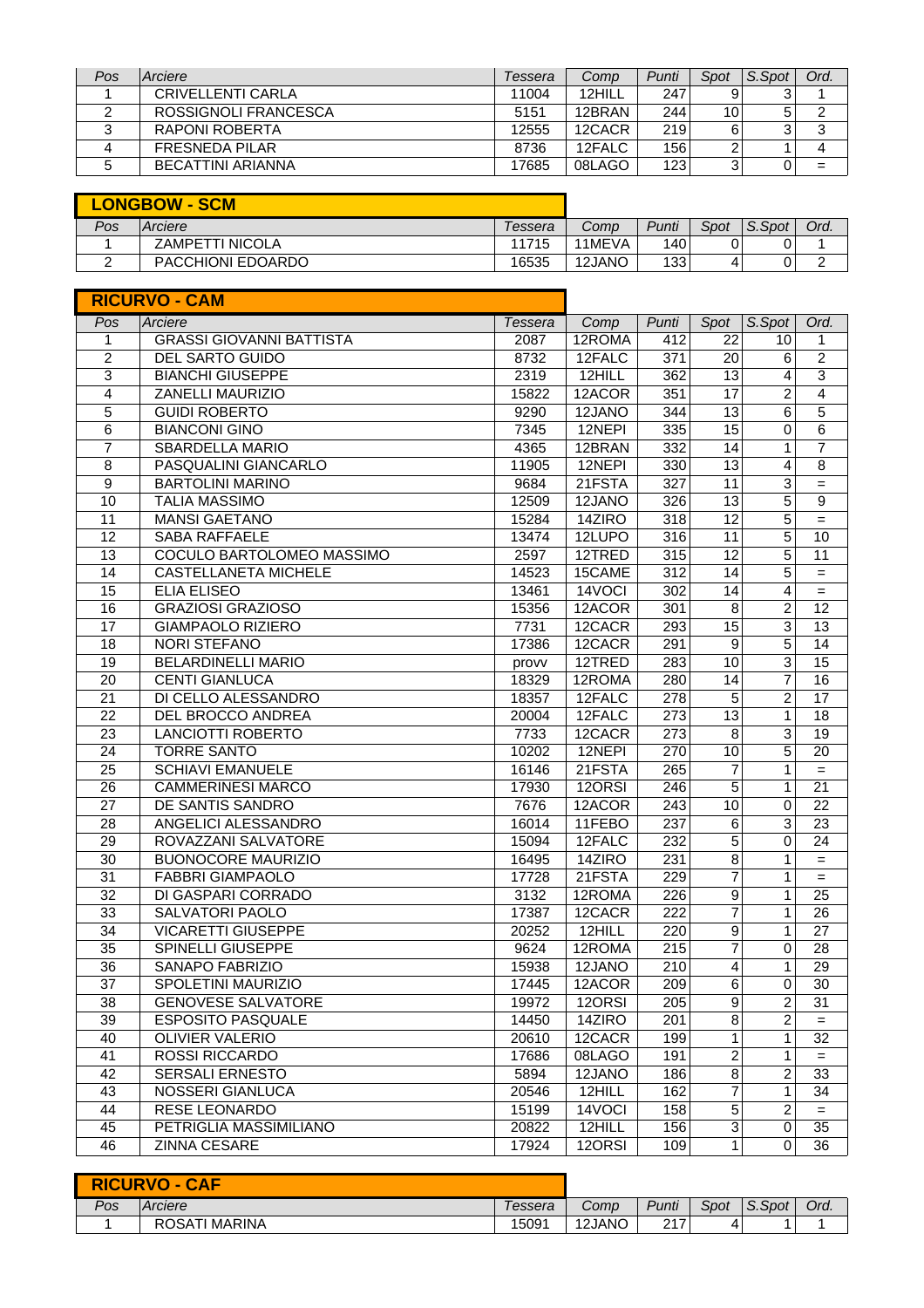| Pos | Arciere | Tessera | Comp | Punti | Spot | S.Spot | Ord. |
|---|---|---|---|---|---|---|---|
| 1 | CRIVELLENTI CARLA | 11004 | 12HILL | 247 | 9 | 3 | 1 |
| 2 | ROSSIGNOLI FRANCESCA | 5151 | 12BRAN | 244 | 10 | 5 | 2 |
| 3 | RAPONI ROBERTA | 12555 | 12CACR | 219 | 6 | 3 | 3 |
| 4 | FRESNEDA PILAR | 8736 | 12FALC | 156 | 2 | 1 | 4 |
| 5 | BECATTINI ARIANNA | 17685 | 08LAGO | 123 | 3 | 0 | = |

## LONGBOW - SCM

| Pos | Arciere | Tessera | Comp | Punti | Spot | S.Spot | Ord. |
|---|---|---|---|---|---|---|---|
| 1 | ZAMPETTI NICOLA | 11715 | 11MEVA | 140 | 0 | 0 | 1 |
| 2 | PACCHIONI EDOARDO | 16535 | 12JANO | 133 | 4 | 0 | 2 |

## RICURVO - CAM

| Pos | Arciere | Tessera | Comp | Punti | Spot | S.Spot | Ord. |
|---|---|---|---|---|---|---|---|
| 1 | GRASSI GIOVANNI BATTISTA | 2087 | 12ROMA | 412 | 22 | 10 | 1 |
| 2 | DEL SARTO GUIDO | 8732 | 12FALC | 371 | 20 | 6 | 2 |
| 3 | BIANCHI GIUSEPPE | 2319 | 12HILL | 362 | 13 | 4 | 3 |
| 4 | ZANELLI MAURIZIO | 15822 | 12ACOR | 351 | 17 | 2 | 4 |
| 5 | GUIDI ROBERTO | 9290 | 12JANO | 344 | 13 | 6 | 5 |
| 6 | BIANCONI GINO | 7345 | 12NEPI | 335 | 15 | 0 | 6 |
| 7 | SBARDELLA MARIO | 4365 | 12BRAN | 332 | 14 | 1 | 7 |
| 8 | PASQUALINI GIANCARLO | 11905 | 12NEPI | 330 | 13 | 4 | 8 |
| 9 | BARTOLINI MARINO | 9684 | 21FSTA | 327 | 11 | 3 | = |
| 10 | TALIA MASSIMO | 12509 | 12JANO | 326 | 13 | 5 | 9 |
| 11 | MANSI GAETANO | 15284 | 14ZIRO | 318 | 12 | 5 | = |
| 12 | SABA RAFFAELE | 13474 | 12LUPO | 316 | 11 | 5 | 10 |
| 13 | COCULO BARTOLOMEO MASSIMO | 2597 | 12TRED | 315 | 12 | 5 | 11 |
| 14 | CASTELLANETA MICHELE | 14523 | 15CAME | 312 | 14 | 5 | = |
| 15 | ELIA ELISEO | 13461 | 14VOCI | 302 | 14 | 4 | = |
| 16 | GRAZIOSI GRAZIOSO | 15356 | 12ACOR | 301 | 8 | 2 | 12 |
| 17 | GIAMPAOLO RIZIERO | 7731 | 12CACR | 293 | 15 | 3 | 13 |
| 18 | NORI STEFANO | 17386 | 12CACR | 291 | 9 | 5 | 14 |
| 19 | BELARDINELLI MARIO | provv | 12TRED | 283 | 10 | 3 | 15 |
| 20 | CENTI GIANLUCA | 18329 | 12ROMA | 280 | 14 | 7 | 16 |
| 21 | DI CELLO ALESSANDRO | 18357 | 12FALC | 278 | 5 | 2 | 17 |
| 22 | DEL BROCCO ANDREA | 20004 | 12FALC | 273 | 13 | 1 | 18 |
| 23 | LANCIOTTI ROBERTO | 7733 | 12CACR | 273 | 8 | 3 | 19 |
| 24 | TORRE SANTO | 10202 | 12NEPI | 270 | 10 | 5 | 20 |
| 25 | SCHIAVI EMANUELE | 16146 | 21FSTA | 265 | 7 | 1 | = |
| 26 | CAMMERINESI MARCO | 17930 | 12ORSI | 246 | 5 | 1 | 21 |
| 27 | DE SANTIS SANDRO | 7676 | 12ACOR | 243 | 10 | 0 | 22 |
| 28 | ANGELICI ALESSANDRO | 16014 | 11FEBO | 237 | 6 | 3 | 23 |
| 29 | ROVAZZANI SALVATORE | 15094 | 12FALC | 232 | 5 | 0 | 24 |
| 30 | BUONOCORE MAURIZIO | 16495 | 14ZIRO | 231 | 8 | 1 | = |
| 31 | FABBRI GIAMPAOLO | 17728 | 21FSTA | 229 | 7 | 1 | = |
| 32 | DI GASPARI CORRADO | 3132 | 12ROMA | 226 | 9 | 1 | 25 |
| 33 | SALVATORI PAOLO | 17387 | 12CACR | 222 | 7 | 1 | 26 |
| 34 | VICARETTI GIUSEPPE | 20252 | 12HILL | 220 | 9 | 1 | 27 |
| 35 | SPINELLI GIUSEPPE | 9624 | 12ROMA | 215 | 7 | 0 | 28 |
| 36 | SANAPO FABRIZIO | 15938 | 12JANO | 210 | 4 | 1 | 29 |
| 37 | SPOLETINI MAURIZIO | 17445 | 12ACOR | 209 | 6 | 0 | 30 |
| 38 | GENOVESE SALVATORE | 19972 | 12ORSI | 205 | 9 | 2 | 31 |
| 39 | ESPOSITO PASQUALE | 14450 | 14ZIRO | 201 | 8 | 2 | = |
| 40 | OLIVIER VALERIO | 20610 | 12CACR | 199 | 1 | 1 | 32 |
| 41 | ROSSI RICCARDO | 17686 | 08LAGO | 191 | 2 | 1 | = |
| 42 | SERSALI ERNESTO | 5894 | 12JANO | 186 | 8 | 2 | 33 |
| 43 | NOSSERI GIANLUCA | 20546 | 12HILL | 162 | 7 | 1 | 34 |
| 44 | RESE LEONARDO | 15199 | 14VOCI | 158 | 5 | 2 | = |
| 45 | PETRIGLIA MASSIMILIANO | 20822 | 12HILL | 156 | 3 | 0 | 35 |
| 46 | ZINNA CESARE | 17924 | 12ORSI | 109 | 1 | 0 | 36 |

## RICURVO - CAF

| Pos | Arciere | Tessera | Comp | Punti | Spot | S.Spot | Ord. |
|---|---|---|---|---|---|---|---|
| 1 | ROSATI MARINA | 15091 | 12JANO | 217 | 4 | 1 | 1 |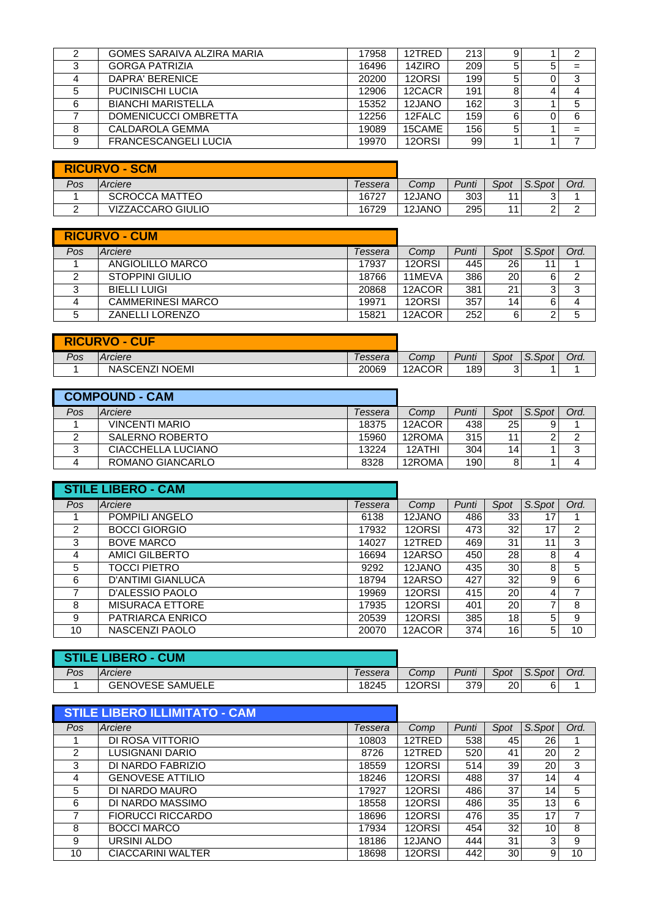| Pos | Arciere | Tessera | Comp | Punti | Spot | S.Spot | Ord. |
|---|---|---|---|---|---|---|---|
| 2 | GOMES SARAIVA ALZIRA MARIA | 17958 | 12TRED | 213 | 9 | 1 | 2 |
| 3 | GORGA PATRIZIA | 16496 | 14ZIRO | 209 | 5 | 5 | = |
| 4 | DAPRA' BERENICE | 20200 | 12ORSI | 199 | 5 | 0 | 3 |
| 5 | PUCINISCHI LUCIA | 12906 | 12CACR | 191 | 8 | 4 | 4 |
| 6 | BIANCHI MARISTELLA | 15352 | 12JANO | 162 | 3 | 1 | 5 |
| 7 | DOMENICUCCI OMBRETTA | 12256 | 12FALC | 159 | 6 | 0 | 6 |
| 8 | CALDAROLA GEMMA | 19089 | 15CAME | 156 | 5 | 1 | = |
| 9 | FRANCESCANGELI LUCIA | 19970 | 12ORSI | 99 | 1 | 1 | 7 |

## RICURVO - SCM

| Pos | Arciere | Tessera | Comp | Punti | Spot | S.Spot | Ord. |
|---|---|---|---|---|---|---|---|
| 1 | SCROCCA MATTEO | 16727 | 12JANO | 303 | 11 | 3 | 1 |
| 2 | VIZZACCARO GIULIO | 16729 | 12JANO | 295 | 11 | 2 | 2 |

## RICURVO - CUM

| Pos | Arciere | Tessera | Comp | Punti | Spot | S.Spot | Ord. |
|---|---|---|---|---|---|---|---|
| 1 | ANGIOLILLO MARCO | 17937 | 12ORSI | 445 | 26 | 11 | 1 |
| 2 | STOPPINI GIULIO | 18766 | 11MEVA | 386 | 20 | 6 | 2 |
| 3 | BIELLI LUIGI | 20868 | 12ACOR | 381 | 21 | 3 | 3 |
| 4 | CAMMERINESI MARCO | 19971 | 12ORSI | 357 | 14 | 6 | 4 |
| 5 | ZANELLI LORENZO | 15821 | 12ACOR | 252 | 6 | 2 | 5 |

## RICURVO - CUF

| Pos | Arciere | Tessera | Comp | Punti | Spot | S.Spot | Ord. |
|---|---|---|---|---|---|---|---|
| 1 | NASCENZI NOEMI | 20069 | 12ACOR | 189 | 3 | 1 | 1 |

## COMPOUND - CAM

| Pos | Arciere | Tessera | Comp | Punti | Spot | S.Spot | Ord. |
|---|---|---|---|---|---|---|---|
| 1 | VINCENTI MARIO | 18375 | 12ACOR | 438 | 25 | 9 | 1 |
| 2 | SALERNO ROBERTO | 15960 | 12ROMA | 315 | 11 | 2 | 2 |
| 3 | CIACCHELLA LUCIANO | 13224 | 12ATHI | 304 | 14 | 1 | 3 |
| 4 | ROMANO GIANCARLO | 8328 | 12ROMA | 190 | 8 | 1 | 4 |

## STILE LIBERO - CAM

| Pos | Arciere | Tessera | Comp | Punti | Spot | S.Spot | Ord. |
|---|---|---|---|---|---|---|---|
| 1 | POMPILI ANGELO | 6138 | 12JANO | 486 | 33 | 17 | 1 |
| 2 | BOCCI GIORGIO | 17932 | 12ORSI | 473 | 32 | 17 | 2 |
| 3 | BOVE MARCO | 14027 | 12TRED | 469 | 31 | 11 | 3 |
| 4 | AMICI GILBERTO | 16694 | 12ARSO | 450 | 28 | 8 | 4 |
| 5 | TOCCI PIETRO | 9292 | 12JANO | 435 | 30 | 8 | 5 |
| 6 | D'ANTIMI GIANLUCA | 18794 | 12ARSO | 427 | 32 | 9 | 6 |
| 7 | D'ALESSIO PAOLO | 19969 | 12ORSI | 415 | 20 | 4 | 7 |
| 8 | MISURACA ETTORE | 17935 | 12ORSI | 401 | 20 | 7 | 8 |
| 9 | PATRIARCA ENRICO | 20539 | 12ORSI | 385 | 18 | 5 | 9 |
| 10 | NASCENZI PAOLO | 20070 | 12ACOR | 374 | 16 | 5 | 10 |

## STILE LIBERO - CUM

| Pos | Arciere | Tessera | Comp | Punti | Spot | S.Spot | Ord. |
|---|---|---|---|---|---|---|---|
| 1 | GENOVESE SAMUELE | 18245 | 12ORSI | 379 | 20 | 6 | 1 |

## STILE LIBERO ILLIMITATO - CAM

| Pos | Arciere | Tessera | Comp | Punti | Spot | S.Spot | Ord. |
|---|---|---|---|---|---|---|---|
| 1 | DI ROSA VITTORIO | 10803 | 12TRED | 538 | 45 | 26 | 1 |
| 2 | LUSIGNANI DARIO | 8726 | 12TRED | 520 | 41 | 20 | 2 |
| 3 | DI NARDO FABRIZIO | 18559 | 12ORSI | 514 | 39 | 20 | 3 |
| 4 | GENOVESE ATTILIO | 18246 | 12ORSI | 488 | 37 | 14 | 4 |
| 5 | DI NARDO MAURO | 17927 | 12ORSI | 486 | 37 | 14 | 5 |
| 6 | DI NARDO MASSIMO | 18558 | 12ORSI | 486 | 35 | 13 | 6 |
| 7 | FIORUCCI RICCARDO | 18696 | 12ORSI | 476 | 35 | 17 | 7 |
| 8 | BOCCI MARCO | 17934 | 12ORSI | 454 | 32 | 10 | 8 |
| 9 | URSINI ALDO | 18186 | 12JANO | 444 | 31 | 3 | 9 |
| 10 | CIACCARINI WALTER | 18698 | 12ORSI | 442 | 30 | 9 | 10 |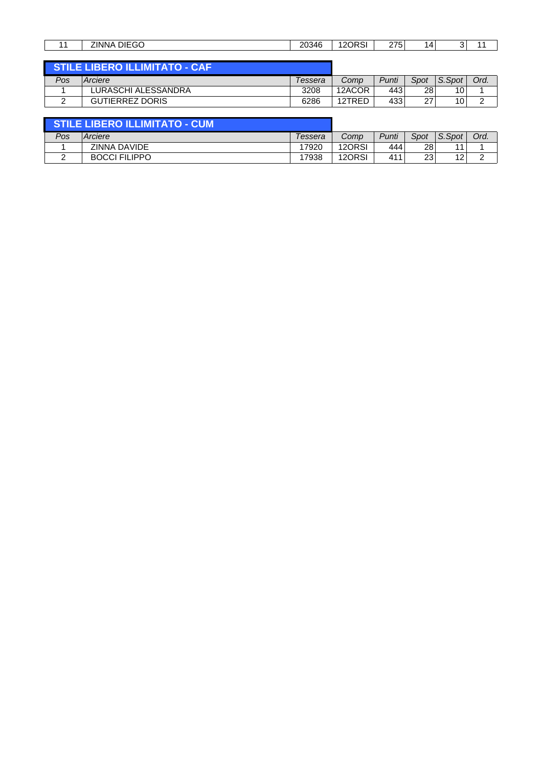| | | | | | | | |
|---|---|---|---|---|---|---|---|
| 11 | ZINNA DIEGO | 20346 | 12ORSI | 275 | 14 | 3 | 11 |

## STILE LIBERO ILLIMITATO - CAF

| *Pos* | *Arciere* | *Tessera* | *Comp* | *Punti* | *Spot* | *S.Spot* | *Ord.* |
|---|---|---|---|---|---|---|---|
| 1 | LURASCHI ALESSANDRA | 3208 | 12ACOR | 443 | 28 | 10 | 1 |
| 2 | GUTIERREZ DORIS | 6286 | 12TRED | 433 | 27 | 10 | 2 |

## STILE LIBERO ILLIMITATO - CUM

| *Pos* | *Arciere* | *Tessera* | *Comp* | *Punti* | *Spot* | *S.Spot* | *Ord.* |
|---|---|---|---|---|---|---|---|
| 1 | ZINNA DAVIDE | 17920 | 12ORSI | 444 | 28 | 11 | 1 |
| 2 | BOCCI FILIPPO | 17938 | 12ORSI | 411 | 23 | 12 | 2 |